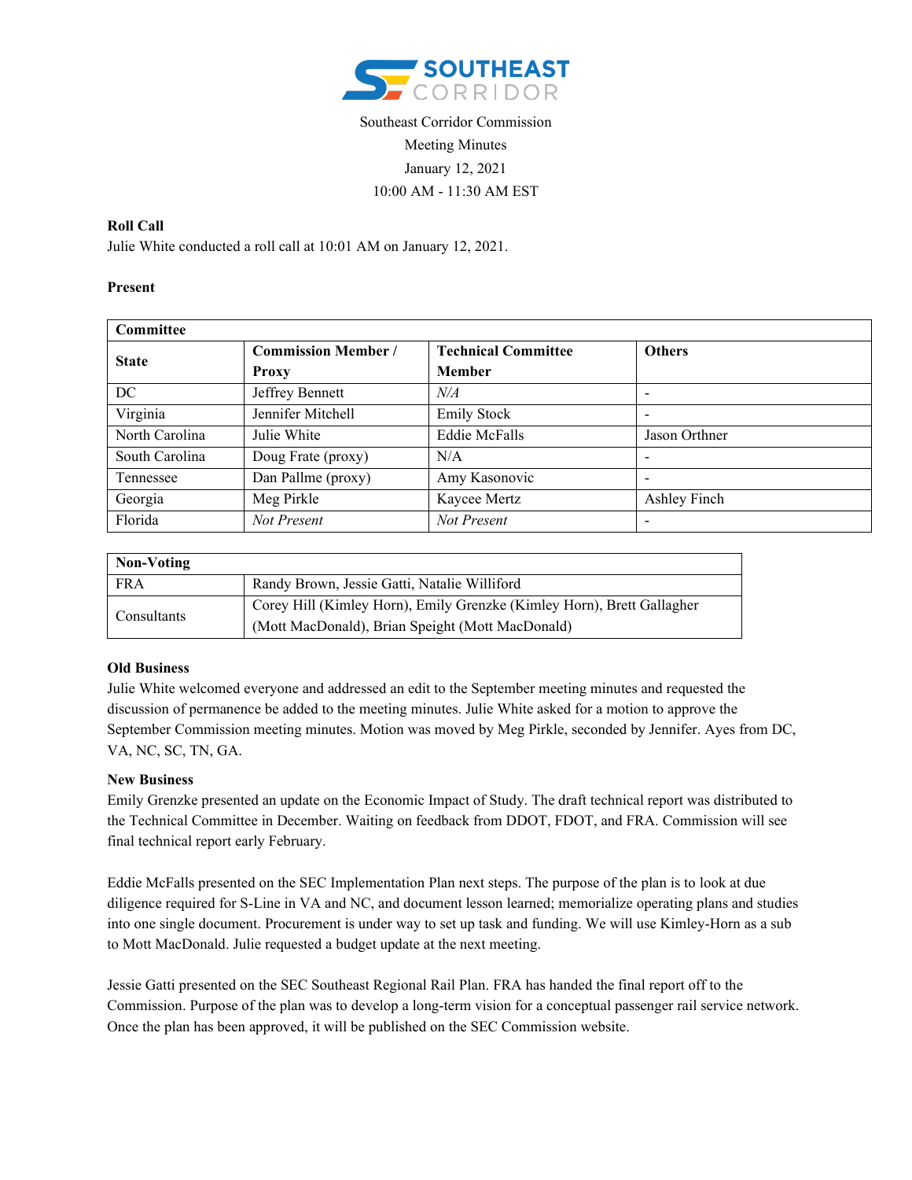Southeast Corridor Commission

Meeting Minutes

January 12, 2021

10:00 AM - 11:30 AM EST

**Roll Call**

Julie White conducted a roll call at 10:01 AM on January 12, 2021.

**Present**

| **Committee** | | | |
|---|---|---|---|
| **State** | **Commission Member / Proxy** | **Technical Committee Member** | **Others** |
| DC | Jeffrey Bennett | *N/A* | - |
| Virginia | Jennifer Mitchell | Emily Stock | - |
| North Carolina | Julie White | Eddie McFalls | Jason Orthner |
| South Carolina | Doug Frate (proxy) | N/A | - |
| Tennessee | Dan Pallme (proxy) | Amy Kasonovic | - |
| Georgia | Meg Pirkle | Kaycee Mertz | Ashley Finch |
| Florida | *Not Present* | *Not Present* | - |

| **Non-Voting** | |
|---|---|
| FRA | Randy Brown, Jessie Gatti, Natalie Williford |
| Consultants | Corey Hill (Kimley Horn), Emily Grenzke (Kimley Horn), Brett Gallagher (Mott MacDonald), Brian Speight (Mott MacDonald) |

**Old Business**

Julie White welcomed everyone and addressed an edit to the September meeting minutes and requested the discussion of permanence be added to the meeting minutes. Julie White asked for a motion to approve the September Commission meeting minutes. Motion was moved by Meg Pirkle, seconded by Jennifer. Ayes from DC, VA, NC, SC, TN, GA.

**New Business**

Emily Grenzke presented an update on the Economic Impact of Study. The draft technical report was distributed to the Technical Committee in December. Waiting on feedback from DDOT, FDOT, and FRA. Commission will see final technical report early February.

Eddie McFalls presented on the SEC Implementation Plan next steps. The purpose of the plan is to look at due diligence required for S-Line in VA and NC, and document lesson learned; memorialize operating plans and studies into one single document. Procurement is under way to set up task and funding. We will use Kimley-Horn as a sub to Mott MacDonald. Julie requested a budget update at the next meeting.

Jessie Gatti presented on the SEC Southeast Regional Rail Plan. FRA has handed the final report off to the Commission. Purpose of the plan was to develop a long-term vision for a conceptual passenger rail service network. Once the plan has been approved, it will be published on the SEC Commission website.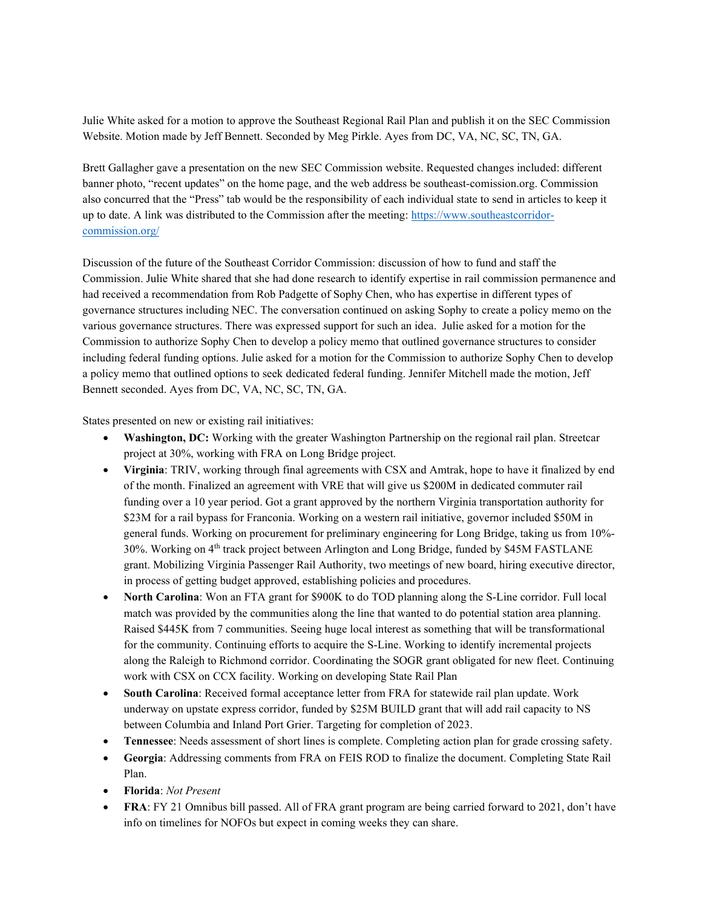Julie White asked for a motion to approve the Southeast Regional Rail Plan and publish it on the SEC Commission Website. Motion made by Jeff Bennett. Seconded by Meg Pirkle. Ayes from DC, VA, NC, SC, TN, GA.

Brett Gallagher gave a presentation on the new SEC Commission website. Requested changes included: different banner photo, "recent updates" on the home page, and the web address be southeast-comission.org. Commission also concurred that the "Press" tab would be the responsibility of each individual state to send in articles to keep it up to date. A link was distributed to the Commission after the meeting: [https://www.southeastcorridor-commission.org/](https://www.southeastcorridor-commission.org/)

Discussion of the future of the Southeast Corridor Commission: discussion of how to fund and staff the Commission. Julie White shared that she had done research to identify expertise in rail commission permanence and had received a recommendation from Rob Padgette of Sophy Chen, who has expertise in different types of governance structures including NEC. The conversation continued on asking Sophy to create a policy memo on the various governance structures. There was expressed support for such an idea. Julie asked for a motion for the Commission to authorize Sophy Chen to develop a policy memo that outlined governance structures to consider including federal funding options. Julie asked for a motion for the Commission to authorize Sophy Chen to develop a policy memo that outlined options to seek dedicated federal funding. Jennifer Mitchell made the motion, Jeff Bennett seconded. Ayes from DC, VA, NC, SC, TN, GA.

States presented on new or existing rail initiatives:

- **Washington, DC:** Working with the greater Washington Partnership on the regional rail plan. Streetcar project at 30%, working with FRA on Long Bridge project.
- **Virginia**: TRIV, working through final agreements with CSX and Amtrak, hope to have it finalized by end of the month. Finalized an agreement with VRE that will give us $200M in dedicated commuter rail funding over a 10 year period. Got a grant approved by the northern Virginia transportation authority for $23M for a rail bypass for Franconia. Working on a western rail initiative, governor included $50M in general funds. Working on procurement for preliminary engineering for Long Bridge, taking us from 10%-30%. Working on 4th track project between Arlington and Long Bridge, funded by $45M FASTLANE grant. Mobilizing Virginia Passenger Rail Authority, two meetings of new board, hiring executive director, in process of getting budget approved, establishing policies and procedures.
- **North Carolina**: Won an FTA grant for $900K to do TOD planning along the S-Line corridor. Full local match was provided by the communities along the line that wanted to do potential station area planning. Raised $445K from 7 communities. Seeing huge local interest as something that will be transformational for the community. Continuing efforts to acquire the S-Line. Working to identify incremental projects along the Raleigh to Richmond corridor. Coordinating the SOGR grant obligated for new fleet. Continuing work with CSX on CCX facility. Working on developing State Rail Plan
- **South Carolina**: Received formal acceptance letter from FRA for statewide rail plan update. Work underway on upstate express corridor, funded by $25M BUILD grant that will add rail capacity to NS between Columbia and Inland Port Grier. Targeting for completion of 2023.
- **Tennessee**: Needs assessment of short lines is complete. Completing action plan for grade crossing safety.
- **Georgia**: Addressing comments from FRA on FEIS ROD to finalize the document. Completing State Rail Plan.
- **Florida**: *Not Present*
- **FRA**: FY 21 Omnibus bill passed. All of FRA grant program are being carried forward to 2021, don't have info on timelines for NOFOs but expect in coming weeks they can share.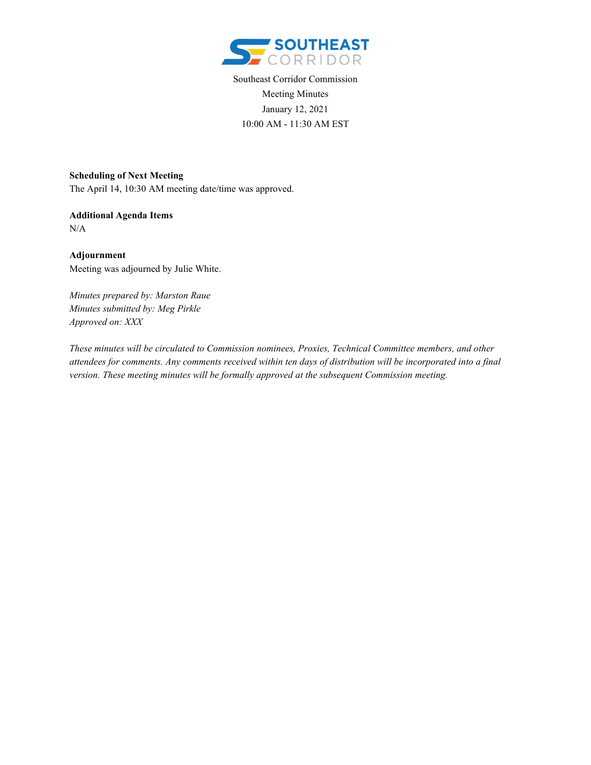SOUTHEAST CORRIDOR

Southeast Corridor Commission
Meeting Minutes
January 12, 2021
10:00 AM - 11:30 AM EST

**Scheduling of Next Meeting**
The April 14, 10:30 AM meeting date/time was approved.

**Additional Agenda Items**
N/A

**Adjournment**
Meeting was adjourned by Julie White.

*Minutes prepared by: Marston Raue*
*Minutes submitted by: Meg Pirkle*
*Approved on: XXX*

*These minutes will be circulated to Commission nominees, Proxies, Technical Committee members, and other attendees for comments. Any comments received within ten days of distribution will be incorporated into a final version. These meeting minutes will be formally approved at the subsequent Commission meeting.*